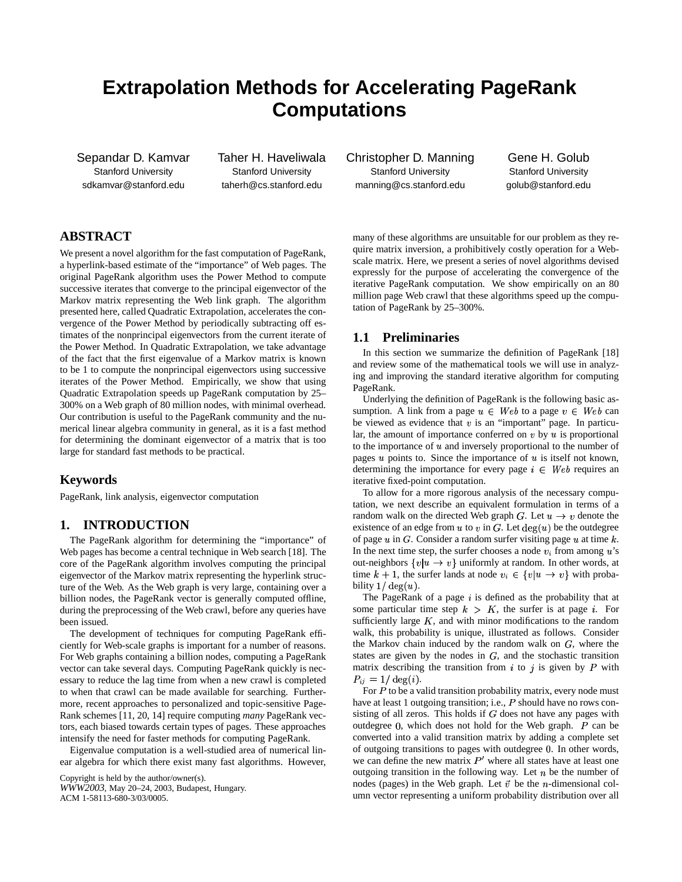# Extrapolation Methods for Accelerating PageRank Computations

Sepandar D. Kamvar
Stanford University
sdkamvar@stanford.edu

Taher H. Haveliwala
Stanford University
taherh@cs.stanford.edu

Christopher D. Manning
Stanford University
manning@cs.stanford.edu

Gene H. Golub
Stanford University
golub@stanford.edu

## ABSTRACT

We present a novel algorithm for the fast computation of PageRank, a hyperlink-based estimate of the "importance" of Web pages. The original PageRank algorithm uses the Power Method to compute successive iterates that converge to the principal eigenvector of the Markov matrix representing the Web link graph. The algorithm presented here, called Quadratic Extrapolation, accelerates the convergence of the Power Method by periodically subtracting off estimates of the nonprincipal eigenvectors from the current iterate of the Power Method. In Quadratic Extrapolation, we take advantage of the fact that the first eigenvalue of a Markov matrix is known to be 1 to compute the nonprincipal eigenvectors using successive iterates of the Power Method. Empirically, we show that using Quadratic Extrapolation speeds up PageRank computation by 25–300% on a Web graph of 80 million nodes, with minimal overhead. Our contribution is useful to the PageRank community and the numerical linear algebra community in general, as it is a fast method for determining the dominant eigenvector of a matrix that is too large for standard fast methods to be practical.

## Keywords

PageRank, link analysis, eigenvector computation

## 1. INTRODUCTION

The PageRank algorithm for determining the "importance" of Web pages has become a central technique in Web search [18]. The core of the PageRank algorithm involves computing the principal eigenvector of the Markov matrix representing the hyperlink structure of the Web. As the Web graph is very large, containing over a billion nodes, the PageRank vector is generally computed offline, during the preprocessing of the Web crawl, before any queries have been issued.

The development of techniques for computing PageRank efficiently for Web-scale graphs is important for a number of reasons. For Web graphs containing a billion nodes, computing a PageRank vector can take several days. Computing PageRank quickly is necessary to reduce the lag time from when a new crawl is completed to when that crawl can be made available for searching. Furthermore, recent approaches to personalized and topic-sensitive PageRank schemes [11, 20, 14] require computing *many* PageRank vectors, each biased towards certain types of pages. These approaches intensify the need for faster methods for computing PageRank.

Eigenvalue computation is a well-studied area of numerical linear algebra for which there exist many fast algorithms. However, many of these algorithms are unsuitable for our problem as they require matrix inversion, a prohibitively costly operation for a Web-scale matrix. Here, we present a series of novel algorithms devised expressly for the purpose of accelerating the convergence of the iterative PageRank computation. We show empirically on an 80 million page Web crawl that these algorithms speed up the computation of PageRank by 25–300%.

Copyright is held by the author/owner(s).
*WWW2003*, May 20–24, 2003, Budapest, Hungary.
ACM 1-58113-680-3/03/0005.

### 1.1 Preliminaries

In this section we summarize the definition of PageRank [18] and review some of the mathematical tools we will use in analyzing and improving the standard iterative algorithm for computing PageRank.

Underlying the definition of PageRank is the following basic assumption. A link from a page $u \in Web$ to a page $v \in Web$ can be viewed as evidence that $v$ is an "important" page. In particular, the amount of importance conferred on $v$ by $u$ is proportional to the importance of $u$ and inversely proportional to the number of pages $u$ points to. Since the importance of $u$ is itself not known, determining the importance for every page $i \in Web$ requires an iterative fixed-point computation.

To allow for a more rigorous analysis of the necessary computation, we next describe an equivalent formulation in terms of a random walk on the directed Web graph $G$. Let $u \to v$ denote the existence of an edge from $u$ to $v$ in $G$. Let $\deg(u)$ be the outdegree of page $u$ in $G$. Consider a random surfer visiting page $u$ at time $k$. In the next time step, the surfer chooses a node $v_i$ from among $u$'s out-neighbors $\{v|u \to v\}$ uniformly at random. In other words, at time $k+1$, the surfer lands at node $v_i \in \{v|u \to v\}$ with probability $1/\deg(u)$.

The PageRank of a page $i$ is defined as the probability that at some particular time step $k > K$, the surfer is at page $i$. For sufficiently large $K$, and with minor modifications to the random walk, this probability is unique, illustrated as follows. Consider the Markov chain induced by the random walk on $G$, where the states are given by the nodes in $G$, and the stochastic transition matrix describing the transition from $i$ to $j$ is given by $P$ with $P_{ij} = 1/\deg(i)$.

For $P$ to be a valid transition probability matrix, every node must have at least 1 outgoing transition; i.e., $P$ should have no rows consisting of all zeros. This holds if $G$ does not have any pages with outdegree 0, which does not hold for the Web graph. $P$ can be converted into a valid transition matrix by adding a complete set of outgoing transitions to pages with outdegree 0. In other words, we can define the new matrix $P'$ where all states have at least one outgoing transition in the following way. Let $n$ be the number of nodes (pages) in the Web graph. Let $\vec{v}$ be the $n$-dimensional column vector representing a uniform probability distribution over all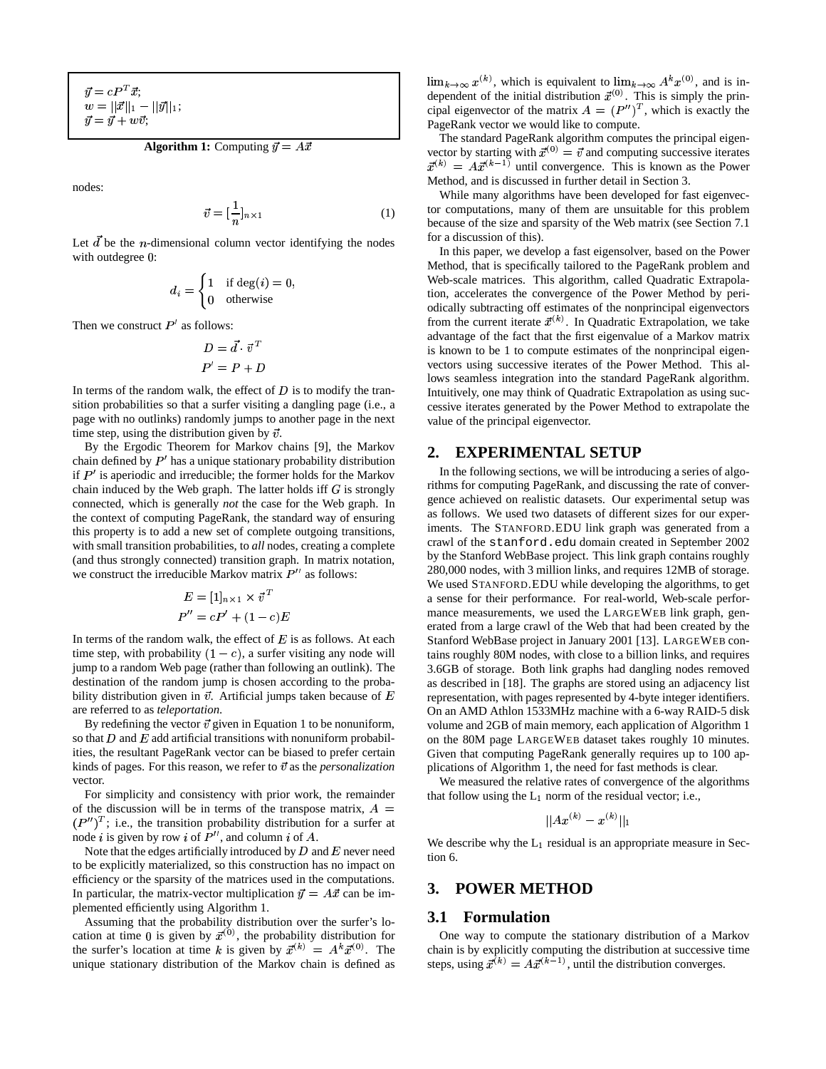$$\vec{y} = cP^T\vec{x};$$
$$w = ||\vec{x}||_1 - ||\vec{y}||_1;$$
$$\vec{y} = \vec{y} + w\vec{v};$$

**Algorithm 1:** Computing $\vec{y} = A\vec{x}$

nodes:

$$\vec{v} = [\frac{1}{n}]_{n\times 1} \tag{1}$$

Let $\vec{d}$ be the $n$-dimensional column vector identifying the nodes with outdegree 0:

$$d_i = \begin{cases} 1 & \text{if } \deg(i) = 0, \\ 0 & \text{otherwise} \end{cases}$$

Then we construct $P'$ as follows:

$$D = \vec{d} \cdot \vec{v}^T$$
$$P' = P + D$$

In terms of the random walk, the effect of $D$ is to modify the transition probabilities so that a surfer visiting a dangling page (i.e., a page with no outlinks) randomly jumps to another page in the next time step, using the distribution given by $\vec{v}$.

By the Ergodic Theorem for Markov chains [9], the Markov chain defined by $P'$ has a unique stationary probability distribution if $P'$ is aperiodic and irreducible; the former holds for the Markov chain induced by the Web graph. The latter holds iff $G$ is strongly connected, which is generally *not* the case for the Web graph. In the context of computing PageRank, the standard way of ensuring this property is to add a new set of complete outgoing transitions, with small transition probabilities, to *all* nodes, creating a complete (and thus strongly connected) transition graph. In matrix notation, we construct the irreducible Markov matrix $P''$ as follows:

$$E = [1]_{n\times 1} \times \vec{v}^T$$
$$P'' = cP' + (1-c)E$$

In terms of the random walk, the effect of $E$ is as follows. At each time step, with probability $(1-c)$, a surfer visiting any node will jump to a random Web page (rather than following an outlink). The destination of the random jump is chosen according to the probability distribution given in $\vec{v}$. Artificial jumps taken because of $E$ are referred to as *teleportation*.

By redefining the vector $\vec{v}$ given in Equation 1 to be nonuniform, so that $D$ and $E$ add artificial transitions with nonuniform probabilities, the resultant PageRank vector can be biased to prefer certain kinds of pages. For this reason, we refer to $\vec{v}$ as the *personalization* vector.

For simplicity and consistency with prior work, the remainder of the discussion will be in terms of the transpose matrix, $A = (P'')^T$; i.e., the transition probability distribution for a surfer at node $i$ is given by row $i$ of $P''$, and column $i$ of $A$.

Note that the edges artificially introduced by $D$ and $E$ never need to be explicitly materialized, so this construction has no impact on efficiency or the sparsity of the matrices used in the computations. In particular, the matrix-vector multiplication $\vec{y} = A\vec{x}$ can be implemented efficiently using Algorithm 1.

Assuming that the probability distribution over the surfer's location at time 0 is given by $\vec{x}^{(0)}$, the probability distribution for the surfer's location at time $k$ is given by $\vec{x}^{(k)} = A^k\vec{x}^{(0)}$. The unique stationary distribution of the Markov chain is defined as $\lim_{k\to\infty} x^{(k)}$, which is equivalent to $\lim_{k\to\infty} A^k x^{(0)}$, and is independent of the initial distribution $\vec{x}^{(0)}$. This is simply the principal eigenvector of the matrix $A = (P'')^T$, which is exactly the PageRank vector we would like to compute.

The standard PageRank algorithm computes the principal eigenvector by starting with $\vec{x}^{(0)} = \vec{v}$ and computing successive iterates $\vec{x}^{(k)} = A\vec{x}^{(k-1)}$ until convergence. This is known as the Power Method, and is discussed in further detail in Section 3.

While many algorithms have been developed for fast eigenvector computations, many of them are unsuitable for this problem because of the size and sparsity of the Web matrix (see Section 7.1 for a discussion of this).

In this paper, we develop a fast eigensolver, based on the Power Method, that is specifically tailored to the PageRank problem and Web-scale matrices. This algorithm, called Quadratic Extrapolation, accelerates the convergence of the Power Method by periodically subtracting off estimates of the nonprincipal eigenvectors from the current iterate $\vec{x}^{(k)}$. In Quadratic Extrapolation, we take advantage of the fact that the first eigenvalue of a Markov matrix is known to be 1 to compute estimates of the nonprincipal eigenvectors using successive iterates of the Power Method. This allows seamless integration into the standard PageRank algorithm. Intuitively, one may think of Quadratic Extrapolation as using successive iterates generated by the Power Method to extrapolate the value of the principal eigenvector.

## 2. EXPERIMENTAL SETUP

In the following sections, we will be introducing a series of algorithms for computing PageRank, and discussing the rate of convergence achieved on realistic datasets. Our experimental setup was as follows. We used two datasets of different sizes for our experiments. The STANFORD.EDU link graph was generated from a crawl of the `stanford.edu` domain created in September 2002 by the Stanford WebBase project. This link graph contains roughly 280,000 nodes, with 3 million links, and requires 12MB of storage. We used STANFORD.EDU while developing the algorithms, to get a sense for their performance. For real-world, Web-scale performance measurements, we used the LARGEWEB link graph, generated from a large crawl of the Web that had been created by the Stanford WebBase project in January 2001 [13]. LARGEWEB contains roughly 80M nodes, with close to a billion links, and requires 3.6GB of storage. Both link graphs had dangling nodes removed as described in [18]. The graphs are stored using an adjacency list representation, with pages represented by 4-byte integer identifiers. On an AMD Athlon 1533MHz machine with a 6-way RAID-5 disk volume and 2GB of main memory, each application of Algorithm 1 on the 80M page LARGEWEB dataset takes roughly 10 minutes. Given that computing PageRank generally requires up to 100 applications of Algorithm 1, the need for fast methods is clear.

We measured the relative rates of convergence of the algorithms that follow using the $L_1$ norm of the residual vector; i.e.,

$$||Ax^{(k)} - x^{(k)}||_1$$

We describe why the $L_1$ residual is an appropriate measure in Section 6.

## 3. POWER METHOD

### 3.1 Formulation

One way to compute the stationary distribution of a Markov chain is by explicitly computing the distribution at successive time steps, using $\vec{x}^{(k)} = A\vec{x}^{(k-1)}$, until the distribution converges.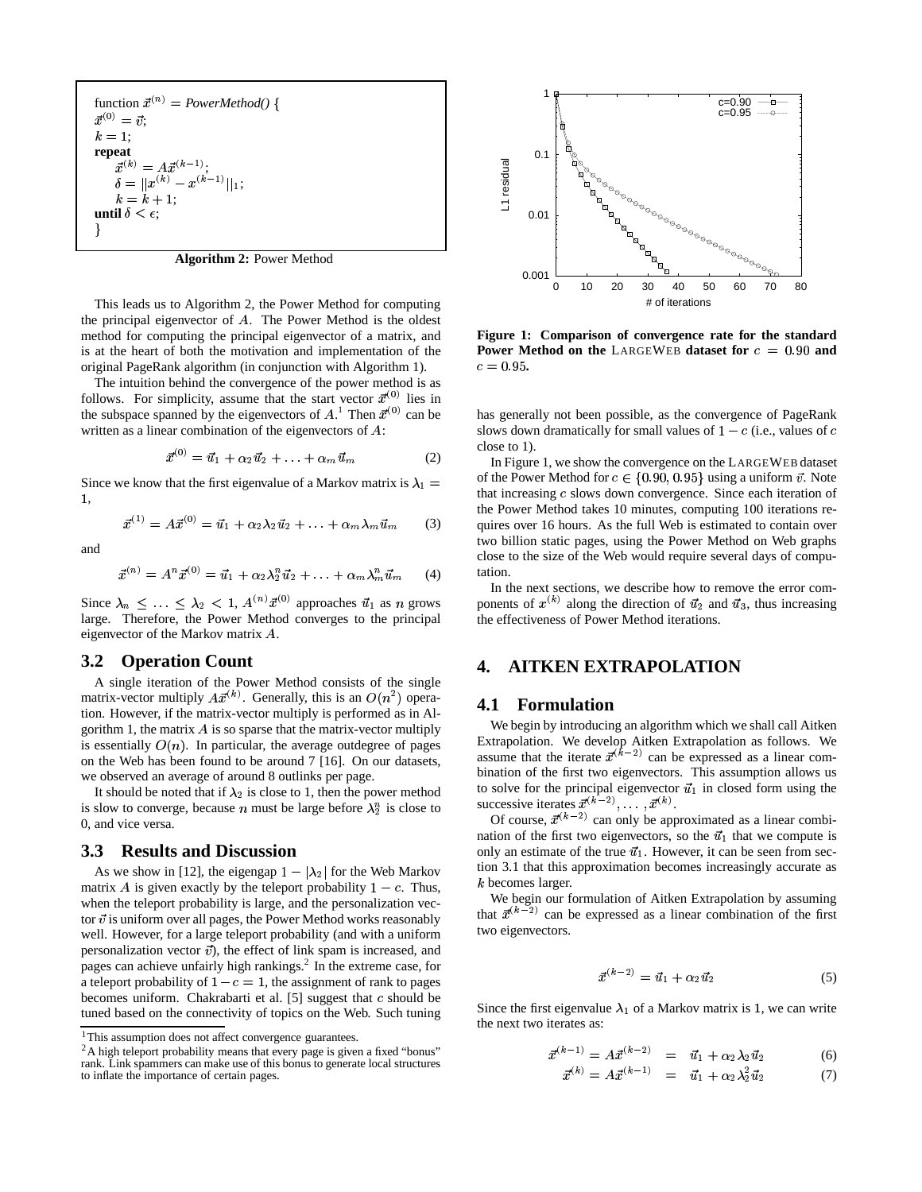```
function x⃗^(n) = PowerMethod() {
x⃗^(0) = v⃗;
k = 1;
repeat
    x⃗^(k) = A x⃗^(k-1);
    δ = ||x^(k) - x^(k-1)||_1;
    k = k + 1;
until δ < ε;
}
```

**Algorithm 2:** Power Method

This leads us to Algorithm 2, the Power Method for computing the principal eigenvector of $A$. The Power Method is the oldest method for computing the principal eigenvector of a matrix, and is at the heart of both the motivation and implementation of the original PageRank algorithm (in conjunction with Algorithm 1).

The intuition behind the convergence of the power method is as follows. For simplicity, assume that the start vector $\vec{x}^{(0)}$ lies in the subspace spanned by the eigenvectors of $A$.[1] Then $\vec{x}^{(0)}$ can be written as a linear combination of the eigenvectors of $A$:

$$\vec{x}^{(0)} = \vec{u}_1 + \alpha_2 \vec{u}_2 + \ldots + \alpha_m \vec{u}_m \tag{2}$$

Since we know that the first eigenvalue of a Markov matrix is $\lambda_1 = 1$,

$$\vec{x}^{(1)} = A\vec{x}^{(0)} = \vec{u}_1 + \alpha_2 \lambda_2 \vec{u}_2 + \ldots + \alpha_m \lambda_m \vec{u}_m \tag{3}$$

and

$$\vec{x}^{(n)} = A^n \vec{x}^{(0)} = \vec{u}_1 + \alpha_2 \lambda_2^n \vec{u}_2 + \ldots + \alpha_m \lambda_m^n \vec{u}_m \tag{4}$$

Since $\lambda_n \leq \ldots \leq \lambda_2 < 1$, $A^{(n)}\vec{x}^{(0)}$ approaches $\vec{u}_1$ as $n$ grows large. Therefore, the Power Method converges to the principal eigenvector of the Markov matrix $A$.

## 3.2 Operation Count

A single iteration of the Power Method consists of the single matrix-vector multiply $A\vec{x}^{(k)}$. Generally, this is an $O(n^2)$ operation. However, if the matrix-vector multiply is performed as in Algorithm 1, the matrix $A$ is so sparse that the matrix-vector multiply is essentially $O(n)$. In particular, the average outdegree of pages on the Web has been found to be around 7 [16]. On our datasets, we observed an average of around 8 outlinks per page.

It should be noted that if $\lambda_2$ is close to 1, then the power method is slow to converge, because $n$ must be large before $\lambda_2^n$ is close to 0, and vice versa.

## 3.3 Results and Discussion

As we show in [12], the eigengap $1 - |\lambda_2|$ for the Web Markov matrix $A$ is given exactly by the teleport probability $1 - c$. Thus, when the teleport probability is large, and the personalization vector $\vec{v}$ is uniform over all pages, the Power Method works reasonably well. However, for a large teleport probability (and with a uniform personalization vector $\vec{v}$), the effect of link spam is increased, and pages can achieve unfairly high rankings.[2] In the extreme case, for a teleport probability of $1 - c = 1$, the assignment of rank to pages becomes uniform. Chakrabarti et al. [5] suggest that $c$ should be tuned based on the connectivity of topics on the Web. Such tuning has generally not been possible, as the convergence of PageRank slows down dramatically for small values of $1 - c$ (i.e., values of $c$ close to 1).

**Figure 1: Comparison of convergence rate for the standard Power Method on the LargeWeb dataset for $c = 0.90$ and $c = 0.95$.**

In Figure 1, we show the convergence on the LargeWeb dataset of the Power Method for $c \in \{0.90, 0.95\}$ using a uniform $\vec{v}$. Note that increasing $c$ slows down convergence. Since each iteration of the Power Method takes 10 minutes, computing 100 iterations requires over 16 hours. As the full Web is estimated to contain over two billion static pages, using the Power Method on Web graphs close to the size of the Web would require several days of computation.

In the next sections, we describe how to remove the error components of $x^{(k)}$ along the direction of $\vec{u}_2$ and $\vec{u}_3$, thus increasing the effectiveness of Power Method iterations.

# 4. AITKEN EXTRAPOLATION

## 4.1 Formulation

We begin by introducing an algorithm which we shall call Aitken Extrapolation. We develop Aitken Extrapolation as follows. We assume that the iterate $\vec{x}^{(k-2)}$ can be expressed as a linear combination of the first two eigenvectors. This assumption allows us to solve for the principal eigenvector $\vec{u}_1$ in closed form using the successive iterates $\vec{x}^{(k-2)}, \ldots, \vec{x}^{(k)}$.

Of course, $\vec{x}^{(k-2)}$ can only be approximated as a linear combination of the first two eigenvectors, so the $\vec{u}_1$ that we compute is only an estimate of the true $\vec{u}_1$. However, it can be seen from section 3.1 that this approximation becomes increasingly accurate as $k$ becomes larger.

We begin our formulation of Aitken Extrapolation by assuming that $\vec{x}^{(k-2)}$ can be expressed as a linear combination of the first two eigenvectors.

$$\vec{x}^{(k-2)} = \vec{u}_1 + \alpha_2 \vec{u}_2 \tag{5}$$

Since the first eigenvalue $\lambda_1$ of a Markov matrix is 1, we can write the next two iterates as:

$$\vec{x}^{(k-1)} = A\vec{x}^{(k-2)} = \vec{u}_1 + \alpha_2 \lambda_2 \vec{u}_2 \tag{6}$$

$$\vec{x}^{(k)} = A\vec{x}^{(k-1)} = \vec{u}_1 + \alpha_2 \lambda_2^2 \vec{u}_2 \tag{7}$$

[1] This assumption does not affect convergence guarantees.

[2] A high teleport probability means that every page is given a fixed "bonus" rank. Link spammers can make use of this bonus to generate local structures to inflate the importance of certain pages.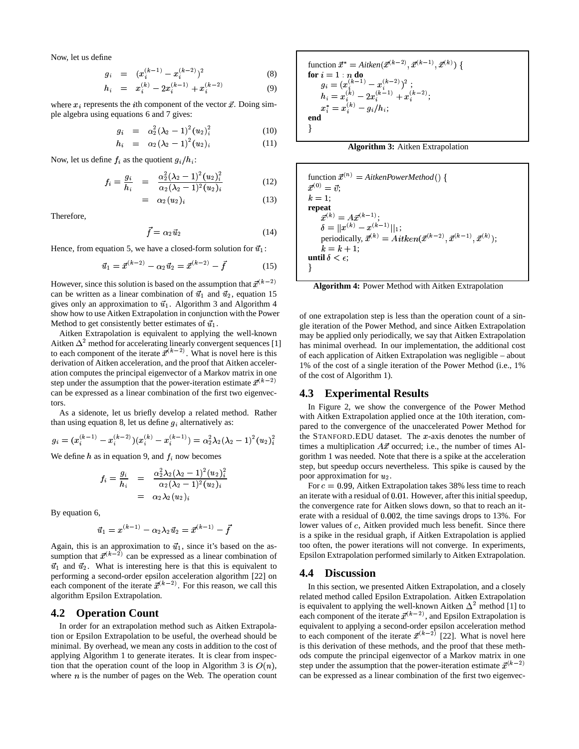Now, let us define

$$g_i = (x_i^{(k-1)} - x_i^{(k-2)})^2 \tag{8}$$

$$h_i = x_i^{(k)} - 2x_i^{(k-1)} + x_i^{(k-2)} \tag{9}$$

where $x_i$ represents the $i$th component of the vector $\vec{x}$. Doing simple algebra using equations 6 and 7 gives:

$$g_i = \alpha_2^2(\lambda_2 - 1)^2(u_2)_i^2 \tag{10}$$

$$h_i = \alpha_2(\lambda_2 - 1)^2(u_2)_i \tag{11}$$

Now, let us define $f_i$ as the quotient $g_i/h_i$:

$$f_i = \frac{g_i}{h_i} = \frac{\alpha_2^2(\lambda_2 - 1)^2(u_2)_i^2}{\alpha_2(\lambda_2 - 1)^2(u_2)_i} \tag{12}$$

$$= \alpha_2(u_2)_i \tag{13}$$

Therefore,

$$\vec{f} = \alpha_2\vec{u}_2 \tag{14}$$

Hence, from equation 5, we have a closed-form solution for $\vec{u}_1$:

$$\vec{u}_1 = \vec{x}^{(k-2)} - \alpha_2\vec{u}_2 = \vec{x}^{(k-2)} - \vec{f} \tag{15}$$

However, since this solution is based on the assumption that $\vec{x}^{(k-2)}$ can be written as a linear combination of $\vec{u}_1$ and $\vec{u}_2$, equation 15 gives only an approximation to $\vec{u}_1$. Algorithm 3 and Algorithm 4 show how to use Aitken Extrapolation in conjunction with the Power Method to get consistently better estimates of $\vec{u}_1$.

Aitken Extrapolation is equivalent to applying the well-known Aitken $\Delta^2$ method for accelerating linearly convergent sequences [1] to each component of the iterate $\vec{x}^{(k-2)}$. What is novel here is this derivation of Aitken acceleration, and the proof that Aitken acceleration computes the principal eigenvector of a Markov matrix in one step under the assumption that the power-iteration estimate $\vec{x}^{(k-2)}$ can be expressed as a linear combination of the first two eigenvectors.

As a sidenote, let us briefly develop a related method. Rather than using equation 8, let us define $g_i$ alternatively as:

$$g_i = (x_i^{(k-1)} - x_i^{(k-2)})(x_i^{(k)} - x_i^{(k-1)}) = \alpha_2^2\lambda_2(\lambda_2 - 1)^2(u_2)_i^2$$

We define $h$ as in equation 9, and $f_i$ now becomes

$$f_i = \frac{g_i}{h_i} = \frac{\alpha_2^2\lambda_2(\lambda_2 - 1)^2(u_2)_i^2}{\alpha_2(\lambda_2 - 1)^2(u_2)_i} = \alpha_2\lambda_2(u_2)_i$$

By equation 6,

$$\vec{u}_1 = x^{(k-1)} - \alpha_2\lambda_2\vec{u}_2 = \vec{x}^{(k-1)} - \vec{f}$$

Again, this is an approximation to $\vec{u}_1$, since it's based on the assumption that $\vec{x}^{(k-2)}$ can be expressed as a linear combination of $\vec{u}_1$ and $\vec{u}_2$. What is interesting here is that this is equivalent to performing a second-order epsilon acceleration algorithm [22] on each component of the iterate $\vec{x}^{(k-2)}$. For this reason, we call this algorithm Epsilon Extrapolation.

```
function x* = Aitken(x^(k-2), x^(k-1), x^(k)) {
for i = 1 : n do
    g_i = (x_i^(k-1) - x_i^(k-2))^2 ;
    h_i = x_i^(k) - 2x_i^(k-1) + x_i^(k-2);
    x*_i = x_i^(k) - g_i/h_i;
end
}
```

**Algorithm 3:** Aitken Extrapolation

```
function x^(n) = AitkenPowerMethod() {
x^(0) = v;
k = 1;
repeat
    x^(k) = A x^(k-1);
    δ = ||x^(k) - x^(k-1)||_1;
    periodically, x^(k) = Aitken(x^(k-2), x^(k-1), x^(k));
    k = k + 1;
until δ < ε;
}
```

**Algorithm 4:** Power Method with Aitken Extrapolation

## 4.2 Operation Count

In order for an extrapolation method such as Aitken Extrapolation or Epsilon Extrapolation to be useful, the overhead should be minimal. By overhead, we mean any costs in addition to the cost of applying Algorithm 1 to generate iterates. It is clear from inspection that the operation count of the loop in Algorithm 3 is $O(n)$, where $n$ is the number of pages on the Web. The operation count of one extrapolation step is less than the operation count of a single iteration of the Power Method, and since Aitken Extrapolation may be applied only periodically, we say that Aitken Extrapolation has minimal overhead. In our implementation, the additional cost of each application of Aitken Extrapolation was negligible – about 1% of the cost of a single iteration of the Power Method (i.e., 1% of the cost of Algorithm 1).

## 4.3 Experimental Results

In Figure 2, we show the convergence of the Power Method with Aitken Extrapolation applied once at the 10th iteration, compared to the convergence of the unaccelerated Power Method for the STANFORD.EDU dataset. The $x$-axis denotes the number of times a multiplication $A\vec{x}$ occurred; i.e., the number of times Algorithm 1 was needed. Note that there is a spike at the acceleration step, but speedup occurs nevertheless. This spike is caused by the poor approximation for $u_2$.

For $c = 0.99$, Aitken Extrapolation takes 38% less time to reach an iterate with a residual of $0.01$. However, after this initial speedup, the convergence rate for Aitken slows down, so that to reach an iterate with a residual of $0.002$, the time savings drops to 13%. For lower values of $c$, Aitken provided much less benefit. Since there is a spike in the residual graph, if Aitken Extrapolation is applied too often, the power iterations will not converge. In experiments, Epsilon Extrapolation performed similarly to Aitken Extrapolation.

## 4.4 Discussion

In this section, we presented Aitken Extrapolation, and a closely related method called Epsilon Extrapolation. Aitken Extrapolation is equivalent to applying the well-known Aitken $\Delta^2$ method [1] to each component of the iterate $\vec{x}^{(k-2)}$, and Epsilon Extrapolation is equivalent to applying a second-order epsilon acceleration method to each component of the iterate $\vec{x}^{(k-2)}$ [22]. What is novel here is this derivation of these methods, and the proof that these methods compute the principal eigenvector of a Markov matrix in one step under the assumption that the power-iteration estimate $\vec{x}^{(k-2)}$ can be expressed as a linear combination of the first two eigenvec-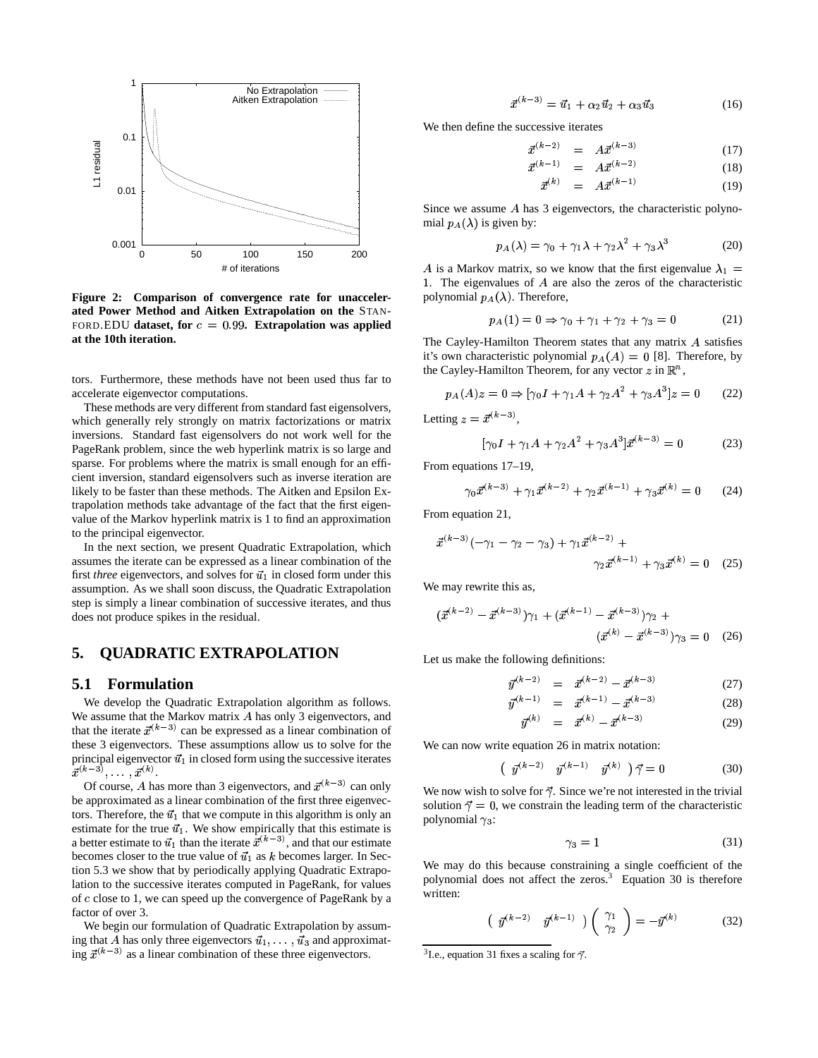**Figure 2: Comparison of convergence rate for unaccelerated Power Method and Aitken Extrapolation on the** STANFORD.EDU **dataset, for $c = 0.99$. Extrapolation was applied at the 10th iteration.**

tors. Furthermore, these methods have not been used thus far to accelerate eigenvector computations.

These methods are very different from standard fast eigensolvers, which generally rely strongly on matrix factorizations or matrix inversions. Standard fast eigensolvers do not work well for the PageRank problem, since the web hyperlink matrix is so large and sparse. For problems where the matrix is small enough for an efficient inversion, standard eigensolvers such as inverse iteration are likely to be faster than these methods. The Aitken and Epsilon Extrapolation methods take advantage of the fact that the first eigenvalue of the Markov hyperlink matrix is 1 to find an approximation to the principal eigenvector.

In the next section, we present Quadratic Extrapolation, which assumes the iterate can be expressed as a linear combination of the first *three* eigenvectors, and solves for $\vec{u}_1$ in closed form under this assumption. As we shall soon discuss, the Quadratic Extrapolation step is simply a linear combination of successive iterates, and thus does not produce spikes in the residual.

## 5. QUADRATIC EXTRAPOLATION

### 5.1 Formulation

We develop the Quadratic Extrapolation algorithm as follows. We assume that the Markov matrix $A$ has only 3 eigenvectors, and that the iterate $\vec{x}^{(k-3)}$ can be expressed as a linear combination of these 3 eigenvectors. These assumptions allow us to solve for the principal eigenvector $\vec{u}_1$ in closed form using the successive iterates $\vec{x}^{(k-3)}, \dots, \vec{x}^{(k)}$.

Of course, $A$ has more than 3 eigenvectors, and $\vec{x}^{(k-3)}$ can only be approximated as a linear combination of the first three eigenvectors. Therefore, the $\vec{u}_1$ that we compute in this algorithm is only an estimate for the true $\vec{u}_1$. We show empirically that this estimate is a better estimate to $\vec{u}_1$ than the iterate $\vec{x}^{(k-3)}$, and that our estimate becomes closer to the true value of $\vec{u}_1$ as $k$ becomes larger. In Section 5.3 we show that by periodically applying Quadratic Extrapolation to the successive iterates computed in PageRank, for values of $c$ close to 1, we can speed up the convergence of PageRank by a factor of over 3.

We begin our formulation of Quadratic Extrapolation by assuming that $A$ has only three eigenvectors $\vec{u}_1, \dots, \vec{u}_3$ and approximating $\vec{x}^{(k-3)}$ as a linear combination of these three eigenvectors.

$$\vec{x}^{(k-3)} = \vec{u}_1 + \alpha_2 \vec{u}_2 + \alpha_3 \vec{u}_3 \tag{16}$$

We then define the successive iterates

$$\vec{x}^{(k-2)} = A\vec{x}^{(k-3)} \tag{17}$$

$$\vec{x}^{(k-1)} = A\vec{x}^{(k-2)} \tag{18}$$

$$\vec{x}^{(k)} = A\vec{x}^{(k-1)} \tag{19}$$

Since we assume $A$ has 3 eigenvectors, the characteristic polynomial $p_A(\lambda)$ is given by:

$$p_A(\lambda) = \gamma_0 + \gamma_1 \lambda + \gamma_2 \lambda^2 + \gamma_3 \lambda^3 \tag{20}$$

$A$ is a Markov matrix, so we know that the first eigenvalue $\lambda_1 = 1$. The eigenvalues of $A$ are also the zeros of the characteristic polynomial $p_A(\lambda)$. Therefore,

$$p_A(1) = 0 \Rightarrow \gamma_0 + \gamma_1 + \gamma_2 + \gamma_3 = 0 \tag{21}$$

The Cayley-Hamilton Theorem states that any matrix $A$ satisfies it's own characteristic polynomial $p_A(A) = 0$ [8]. Therefore, by the Cayley-Hamilton Theorem, for any vector $z$ in $\mathbb{R}^n$,

$$p_A(A)z = 0 \Rightarrow [\gamma_0 I + \gamma_1 A + \gamma_2 A^2 + \gamma_3 A^3]z = 0 \tag{22}$$

Letting $z = \vec{x}^{(k-3)}$,

$$[\gamma_0 I + \gamma_1 A + \gamma_2 A^2 + \gamma_3 A^3]\vec{x}^{(k-3)} = 0 \tag{23}$$

From equations 17–19,

$$\gamma_0 \vec{x}^{(k-3)} + \gamma_1 \vec{x}^{(k-2)} + \gamma_2 \vec{x}^{(k-1)} + \gamma_3 \vec{x}^{(k)} = 0 \tag{24}$$

From equation 21,

$$\vec{x}^{(k-3)}(-\gamma_1 - \gamma_2 - \gamma_3) + \gamma_1 \vec{x}^{(k-2)} + \gamma_2 \vec{x}^{(k-1)} + \gamma_3 \vec{x}^{(k)} = 0 \tag{25}$$

We may rewrite this as,

$$(\vec{x}^{(k-2)} - \vec{x}^{(k-3)})\gamma_1 + (\vec{x}^{(k-1)} - \vec{x}^{(k-3)})\gamma_2 + (\vec{x}^{(k)} - \vec{x}^{(k-3)})\gamma_3 = 0 \tag{26}$$

Let us make the following definitions:

$$\vec{y}^{(k-2)} = \vec{x}^{(k-2)} - \vec{x}^{(k-3)} \tag{27}$$

$$\vec{y}^{(k-1)} = \vec{x}^{(k-1)} - \vec{x}^{(k-3)} \tag{28}$$

$$\vec{y}^{(k)} = \vec{x}^{(k)} - \vec{x}^{(k-3)} \tag{29}$$

We can now write equation 26 in matrix notation:

$$\begin{pmatrix} \vec{y}^{(k-2)} & \vec{y}^{(k-1)} & \vec{y}^{(k)} \end{pmatrix} \vec{\gamma} = 0 \tag{30}$$

We now wish to solve for $\vec{\gamma}$. Since we're not interested in the trivial solution $\vec{\gamma} = 0$, we constrain the leading term of the characteristic polynomial $\gamma_3$:

$$\gamma_3 = 1 \tag{31}$$

We may do this because constraining a single coefficient of the polynomial does not affect the zeros.[3] Equation 30 is therefore written:

$$\begin{pmatrix} \vec{y}^{(k-2)} & \vec{y}^{(k-1)} \end{pmatrix} \begin{pmatrix} \gamma_1 \\ \gamma_2 \end{pmatrix} = -\vec{y}^{(k)} \tag{32}$$

[3] I.e., equation 31 fixes a scaling for $\vec{\gamma}$.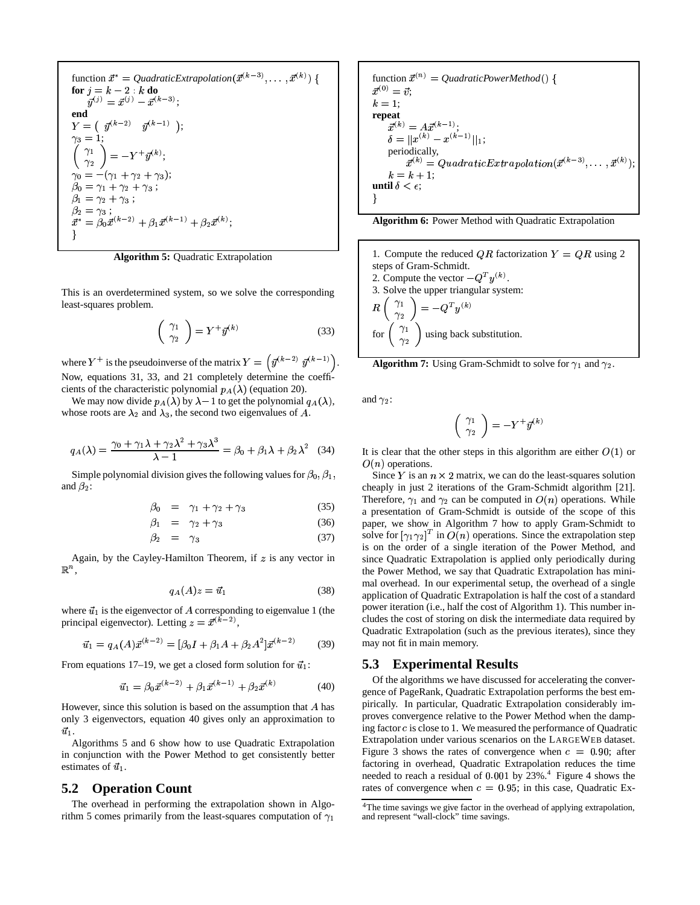```
function x* = QuadraticExtrapolation(x^(k-3), ..., x^(k)) {
for j = k-2 : k do
    y^(j) = x^(j) - x^(k-3);
end
Y = ( y^(k-2)  y^(k-1) );
γ3 = 1;
( γ1 ; γ2 ) = -Y^+ y^(k);
γ0 = -(γ1 + γ2 + γ3);
β0 = γ1 + γ2 + γ3 ;
β1 = γ2 + γ3 ;
β2 = γ3 ;
x* = β0 x^(k-2) + β1 x^(k-1) + β2 x^(k);
}
```

**Algorithm 5:** Quadratic Extrapolation

This is an overdetermined system, so we solve the corresponding least-squares problem.

$$\begin{pmatrix} \gamma_1 \\ \gamma_2 \end{pmatrix} = Y^+ \vec{y}^{(k)} \tag{33}$$

where $Y^+$ is the pseudoinverse of the matrix $Y = \begin{pmatrix} \vec{y}^{(k-2)} & \vec{y}^{(k-1)} \end{pmatrix}$. Now, equations 31, 33, and 21 completely determine the coefficients of the characteristic polynomial $p_A(\lambda)$ (equation 20).

We may now divide $p_A(\lambda)$ by $\lambda - 1$ to get the polynomial $q_A(\lambda)$, whose roots are $\lambda_2$ and $\lambda_3$, the second two eigenvalues of $A$.

$$q_A(\lambda) = \frac{\gamma_0 + \gamma_1 \lambda + \gamma_2 \lambda^2 + \gamma_3 \lambda^3}{\lambda - 1} = \beta_0 + \beta_1 \lambda + \beta_2 \lambda^2 \tag{34}$$

Simple polynomial division gives the following values for $\beta_0$, $\beta_1$, and $\beta_2$:

$$\beta_0 = \gamma_1 + \gamma_2 + \gamma_3 \tag{35}$$

$$\beta_1 = \gamma_2 + \gamma_3 \tag{36}$$

$$\beta_2 = \gamma_3 \tag{37}$$

Again, by the Cayley-Hamilton Theorem, if $z$ is any vector in $\mathbb{R}^n$,

$$q_A(A)z = \vec{u}_1 \tag{38}$$

where $\vec{u}_1$ is the eigenvector of $A$ corresponding to eigenvalue 1 (the principal eigenvector). Letting $z = \vec{x}^{(k-2)}$,

$$\vec{u}_1 = q_A(A)\vec{x}^{(k-2)} = [\beta_0 I + \beta_1 A + \beta_2 A^2]\vec{x}^{(k-2)} \tag{39}$$

From equations 17–19, we get a closed form solution for $\vec{u}_1$:

$$\vec{u}_1 = \beta_0 \vec{x}^{(k-2)} + \beta_1 \vec{x}^{(k-1)} + \beta_2 \vec{x}^{(k)} \tag{40}$$

However, since this solution is based on the assumption that $A$ has only 3 eigenvectors, equation 40 gives only an approximation to $\vec{u}_1$.

Algorithms 5 and 6 show how to use Quadratic Extrapolation in conjunction with the Power Method to get consistently better estimates of $\vec{u}_1$.

## 5.2 Operation Count

The overhead in performing the extrapolation shown in Algorithm 5 comes primarily from the least-squares computation of $\gamma_1$ and $\gamma_2$:

$$\begin{pmatrix} \gamma_1 \\ \gamma_2 \end{pmatrix} = -Y^+ \vec{y}^{(k)}$$

It is clear that the other steps in this algorithm are either $O(1)$ or $O(n)$ operations.

Since $Y$ is an $n \times 2$ matrix, we can do the least-squares solution cheaply in just 2 iterations of the Gram-Schmidt algorithm [21]. Therefore, $\gamma_1$ and $\gamma_2$ can be computed in $O(n)$ operations. While a presentation of Gram-Schmidt is outside of the scope of this paper, we show in Algorithm 7 how to apply Gram-Schmidt to solve for $[\gamma_1 \gamma_2]^T$ in $O(n)$ operations. Since the extrapolation step is on the order of a single iteration of the Power Method, and since Quadratic Extrapolation is applied only periodically during the Power Method, we say that Quadratic Extrapolation has minimal overhead. In our experimental setup, the overhead of a single application of Quadratic Extrapolation is half the cost of a standard power iteration (i.e., half the cost of Algorithm 1). This number includes the cost of storing on disk the intermediate data required by Quadratic Extrapolation (such as the previous iterates), since they may not fit in main memory.

```
function x^(n) = QuadraticPowerMethod() {
x^(0) = v;
k = 1;
repeat
    x^(k) = A x^(k-1);
    δ = ||x^(k) - x^(k-1)||_1;
    periodically,
        x^(k) = QuadraticExtrapolation(x^(k-3), ..., x^(k));
    k = k + 1;
until δ < ε;
}
```

**Algorithm 6:** Power Method with Quadratic Extrapolation

1. Compute the reduced $QR$ factorization $Y = QR$ using 2 steps of Gram-Schmidt.
2. Compute the vector $-Q^T y^{(k)}$.
3. Solve the upper triangular system:
$R \begin{pmatrix} \gamma_1 \\ \gamma_2 \end{pmatrix} = -Q^T y^{(k)}$
for $\begin{pmatrix} \gamma_1 \\ \gamma_2 \end{pmatrix}$ using back substitution.

**Algorithm 7:** Using Gram-Schmidt to solve for $\gamma_1$ and $\gamma_2$.

## 5.3 Experimental Results

Of the algorithms we have discussed for accelerating the convergence of PageRank, Quadratic Extrapolation performs the best empirically. In particular, Quadratic Extrapolation considerably improves convergence relative to the Power Method when the damping factor $c$ is close to 1. We measured the performance of Quadratic Extrapolation under various scenarios on the LARGEWEB dataset. Figure 3 shows the rates of convergence when $c = 0.90$; after factoring in overhead, Quadratic Extrapolation reduces the time needed to reach a residual of $0.001$ by 23%.[4] Figure 4 shows the rates of convergence when $c = 0.95$; in this case, Quadratic Ex-

[4] The time savings we give factor in the overhead of applying extrapolation, and represent "wall-clock" time savings.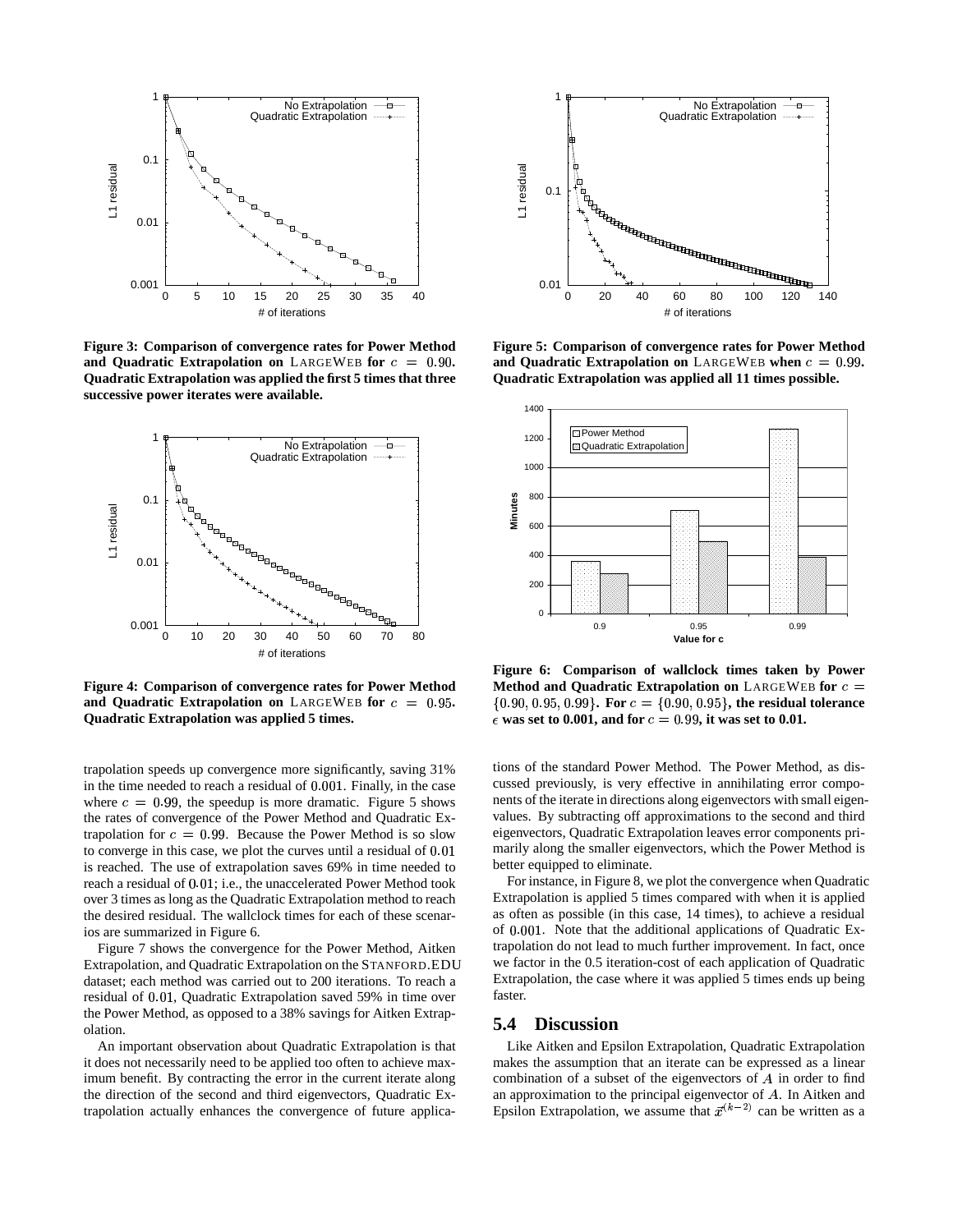**Figure 3: Comparison of convergence rates for Power Method and Quadratic Extrapolation on LARGEWEB for $c = 0.90$. Quadratic Extrapolation was applied the first 5 times that three successive power iterates were available.**

**Figure 4: Comparison of convergence rates for Power Method and Quadratic Extrapolation on LARGEWEB for $c = 0.95$. Quadratic Extrapolation was applied 5 times.**

**Figure 5: Comparison of convergence rates for Power Method and Quadratic Extrapolation on LARGEWEB when $c = 0.99$. Quadratic Extrapolation was applied all 11 times possible.**

**Figure 6: Comparison of wallclock times taken by Power Method and Quadratic Extrapolation on LARGEWEB for $c = \{0.90, 0.95, 0.99\}$. For $c = \{0.90, 0.95\}$, the residual tolerance $\epsilon$ was set to 0.001, and for $c = 0.99$, it was set to 0.01.**

trapolation speeds up convergence more significantly, saving 31% in the time needed to reach a residual of $0.001$. Finally, in the case where $c = 0.99$, the speedup is more dramatic. Figure 5 shows the rates of convergence of the Power Method and Quadratic Extrapolation for $c = 0.99$. Because the Power Method is so slow to converge in this case, we plot the curves until a residual of $0.01$ is reached. The use of extrapolation saves 69% in time needed to reach a residual of $0.01$; i.e., the unaccelerated Power Method took over 3 times as long as the Quadratic Extrapolation method to reach the desired residual. The wallclock times for each of these scenarios are summarized in Figure 6.

Figure 7 shows the convergence for the Power Method, Aitken Extrapolation, and Quadratic Extrapolation on the STANFORD.EDU dataset; each method was carried out to 200 iterations. To reach a residual of $0.01$, Quadratic Extrapolation saved 59% in time over the Power Method, as opposed to a 38% savings for Aitken Extrapolation.

An important observation about Quadratic Extrapolation is that it does not necessarily need to be applied too often to achieve maximum benefit. By contracting the error in the current iterate along the direction of the second and third eigenvectors, Quadratic Extrapolation actually enhances the convergence of future applications of the standard Power Method. The Power Method, as discussed previously, is very effective in annihilating error components of the iterate in directions along eigenvectors with small eigenvalues. By subtracting off approximations to the second and third eigenvectors, Quadratic Extrapolation leaves error components primarily along the smaller eigenvectors, which the Power Method is better equipped to eliminate.

For instance, in Figure 8, we plot the convergence when Quadratic Extrapolation is applied 5 times compared with when it is applied as often as possible (in this case, 14 times), to achieve a residual of $0.001$. Note that the additional applications of Quadratic Extrapolation do not lead to much further improvement. In fact, once we factor in the 0.5 iteration-cost of each application of Quadratic Extrapolation, the case where it was applied 5 times ends up being faster.

## 5.4 Discussion

Like Aitken and Epsilon Extrapolation, Quadratic Extrapolation makes the assumption that an iterate can be expressed as a linear combination of a subset of the eigenvectors of $A$ in order to find an approximation to the principal eigenvector of $A$. In Aitken and Epsilon Extrapolation, we assume that $\vec{x}^{(k-2)}$ can be written as a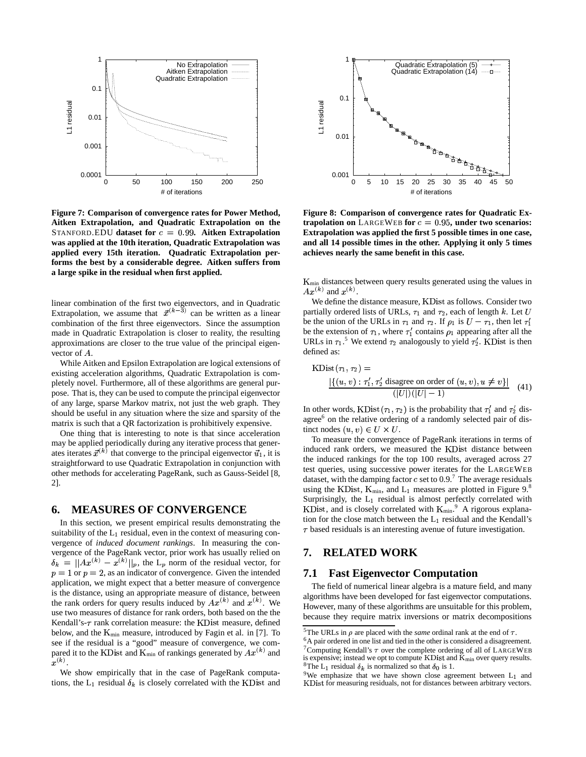**Figure 7: Comparison of convergence rates for Power Method, Aitken Extrapolation, and Quadratic Extrapolation on the STANFORD.EDU dataset for $c = 0.99$. Aitken Extrapolation was applied at the 10th iteration, Quadratic Extrapolation was applied every 15th iteration. Quadratic Extrapolation performs the best by a considerable degree. Aitken suffers from a large spike in the residual when first applied.**

**Figure 8: Comparison of convergence rates for Quadratic Extrapolation on LARGEWEB for $c = 0.95$, under two scenarios: Extrapolation was applied the first 5 possible times in one case, and all 14 possible times in the other. Applying it only 5 times achieves nearly the same benefit in this case.**

linear combination of the first two eigenvectors, and in Quadratic Extrapolation, we assume that $\vec{x}^{(k-3)}$ can be written as a linear combination of the first three eigenvectors. Since the assumption made in Quadratic Extrapolation is closer to reality, the resulting approximations are closer to the true value of the principal eigenvector of $A$.

While Aitken and Epsilon Extrapolation are logical extensions of existing acceleration algorithms, Quadratic Extrapolation is completely novel. Furthermore, all of these algorithms are general purpose. That is, they can be used to compute the principal eigenvector of any large, sparse Markov matrix, not just the web graph. They should be useful in any situation where the size and sparsity of the matrix is such that a QR factorization is prohibitively expensive.

One thing that is interesting to note is that since acceleration may be applied periodically during any iterative process that generates iterates $\vec{x}^{(k)}$ that converge to the principal eigenvector $\vec{u}_1$, it is straightforward to use Quadratic Extrapolation in conjunction with other methods for accelerating PageRank, such as Gauss-Seidel [8, 2].

# 6. MEASURES OF CONVERGENCE

In this section, we present empirical results demonstrating the suitability of the $L_1$ residual, even in the context of measuring convergence of *induced document rankings*. In measuring the convergence of the PageRank vector, prior work has usually relied on $\delta_k = ||Ax^{(k)} - x^{(k)}||_p$, the $L_p$ norm of the residual vector, for $p = 1$ or $p = 2$, as an indicator of convergence. Given the intended application, we might expect that a better measure of convergence is the distance, using an appropriate measure of distance, between the rank orders for query results induced by $Ax^{(k)}$ and $x^{(k)}$. We use two measures of distance for rank orders, both based on the the Kendall's-$\tau$ rank correlation measure: the $\mathrm{KDist}$ measure, defined below, and the $\mathrm{K_{min}}$ measure, introduced by Fagin et al. in [7]. To see if the residual is a "good" measure of convergence, we compared it to the $\mathrm{KDist}$ and $\mathrm{K_{min}}$ of rankings generated by $Ax^{(k)}$ and $x^{(k)}$.

We show empirically that in the case of PageRank computations, the $L_1$ residual $\delta_k$ is closely correlated with the $\mathrm{KDist}$ and $\mathrm{K_{min}}$ distances between query results generated using the values in $Ax^{(k)}$ and $x^{(k)}$.

We define the distance measure, $\mathrm{KDist}$ as follows. Consider two partially ordered lists of URLs, $\tau_1$ and $\tau_2$, each of length $k$. Let $U$ be the union of the URLs in $\tau_1$ and $\tau_2$. If $\rho_1$ is $U - \tau_1$, then let $\tau_1'$ be the extension of $\tau_1$, where $\tau_1'$ contains $\rho_1$ appearing after all the URLs in $\tau_1$.[5] We extend $\tau_2$ analogously to yield $\tau_2'$. $\mathrm{KDist}$ is then defined as:

$$\mathrm{KDist}(\tau_1, \tau_2) = \frac{|\{(u, v) : \tau_1', \tau_2' \text{ disagree on order of } (u, v), u \neq v\}|}{(|U|)(|U| - 1)} \quad (41)$$

In other words, $\mathrm{KDist}(\tau_1, \tau_2)$ is the probability that $\tau_1'$ and $\tau_2'$ disagree[6] on the relative ordering of a randomly selected pair of distinct nodes $(u, v) \in U \times U$.

To measure the convergence of PageRank iterations in terms of induced rank orders, we measured the $\mathrm{KDist}$ distance between the induced rankings for the top 100 results, averaged across 27 test queries, using successive power iterates for the LARGEWEB dataset, with the damping factor $c$ set to 0.9.[7] The average residuals using the $\mathrm{KDist}$, $\mathrm{K_{min}}$, and $L_1$ measures are plotted in Figure 9.[8] Surprisingly, the $L_1$ residual is almost perfectly correlated with $\mathrm{KDist}$, and is closely correlated with $\mathrm{K_{min}}$.[9] A rigorous explanation for the close match between the $L_1$ residual and the Kendall's $\tau$ based residuals is an interesting avenue of future investigation.

# 7. RELATED WORK

## 7.1 Fast Eigenvector Computation

The field of numerical linear algebra is a mature field, and many algorithms have been developed for fast eigenvector computations. However, many of these algorithms are unsuitable for this problem, because they require matrix inversions or matrix decompositions

[5] The URLs in $\rho$ are placed with the *same* ordinal rank at the end of $\tau$.

[6] A pair ordered in one list and tied in the other is considered a disagreement.

[7] Computing Kendall's $\tau$ over the complete ordering of all of LARGEWEB is expensive; instead we opt to compute $\mathrm{KDist}$ and $\mathrm{K_{min}}$ over query results.

[8] The $L_1$ residual $\delta_k$ is normalized so that $\delta_0$ is 1.

[9] We emphasize that we have shown close agreement between $L_1$ and $\mathrm{KDist}$ for measuring residuals, not for distances between arbitrary vectors.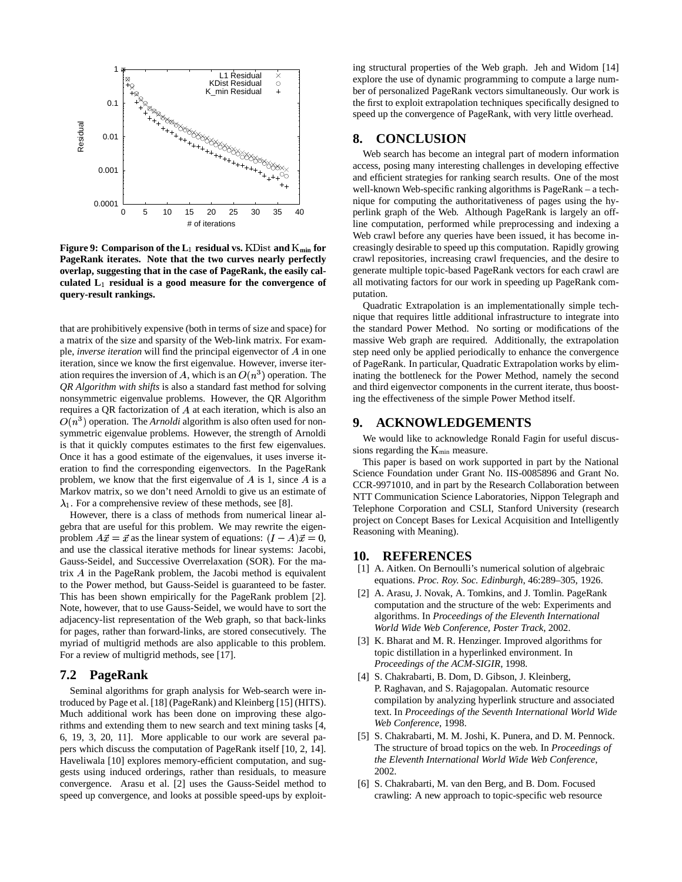1
0.1
0.01
0.001
0.0001
0 5 10 15 20 25 30 35 40
Residual
# of iterations
L1 Residual
KDist Residual
K_min Residual

**Figure 9: Comparison of the $L_1$ residual vs. KDist and $K_{min}$ for PageRank iterates. Note that the two curves nearly perfectly overlap, suggesting that in the case of PageRank, the easily calculated $L_1$ residual is a good measure for the convergence of query-result rankings.**

that are prohibitively expensive (both in terms of size and space) for a matrix of the size and sparsity of the Web-link matrix. For example, *inverse iteration* will find the principal eigenvector of $A$ in one iteration, since we know the first eigenvalue. However, inverse iteration requires the inversion of $A$, which is an $O(n^3)$ operation. The *QR Algorithm with shifts* is also a standard fast method for solving nonsymmetric eigenvalue problems. However, the QR Algorithm requires a QR factorization of $A$ at each iteration, which is also an $O(n^3)$ operation. The *Arnoldi* algorithm is also often used for nonsymmetric eigenvalue problems. However, the strength of Arnoldi is that it quickly computes estimates to the first few eigenvalues. Once it has a good estimate of the eigenvalues, it uses inverse iteration to find the corresponding eigenvectors. In the PageRank problem, we know that the first eigenvalue of $A$ is 1, since $A$ is a Markov matrix, so we don't need Arnoldi to give us an estimate of $\lambda_1$. For a comprehensive review of these methods, see [8].

However, there is a class of methods from numerical linear algebra that are useful for this problem. We may rewrite the eigenproblem $A\vec{x} = \vec{x}$ as the linear system of equations: $(I - A)\vec{x} = 0$, and use the classical iterative methods for linear systems: Jacobi, Gauss-Seidel, and Successive Overrelaxation (SOR). For the matrix $A$ in the PageRank problem, the Jacobi method is equivalent to the Power method, but Gauss-Seidel is guaranteed to be faster. This has been shown empirically for the PageRank problem [2]. Note, however, that to use Gauss-Seidel, we would have to sort the adjacency-list representation of the Web graph, so that back-links for pages, rather than forward-links, are stored consecutively. The myriad of multigrid methods are also applicable to this problem. For a review of multigrid methods, see [17].

## 7.2 PageRank

Seminal algorithms for graph analysis for Web-search were introduced by Page et al. [18] (PageRank) and Kleinberg [15] (HITS). Much additional work has been done on improving these algorithms and extending them to new search and text mining tasks [4, 6, 19, 3, 20, 11]. More applicable to our work are several papers which discuss the computation of PageRank itself [10, 2, 14]. Haveliwala [10] explores memory-efficient computation, and suggests using induced orderings, rather than residuals, to measure convergence. Arasu et al. [2] uses the Gauss-Seidel method to speed up convergence, and looks at possible speed-ups by exploiting structural properties of the Web graph. Jeh and Widom [14] explore the use of dynamic programming to compute a large number of personalized PageRank vectors simultaneously. Our work is the first to exploit extrapolation techniques specifically designed to speed up the convergence of PageRank, with very little overhead.

# 8. CONCLUSION

Web search has become an integral part of modern information access, posing many interesting challenges in developing effective and efficient strategies for ranking search results. One of the most well-known Web-specific ranking algorithms is PageRank – a technique for computing the authoritativeness of pages using the hyperlink graph of the Web. Although PageRank is largely an offline computation, performed while preprocessing and indexing a Web crawl before any queries have been issued, it has become increasingly desirable to speed up this computation. Rapidly growing crawl repositories, increasing crawl frequencies, and the desire to generate multiple topic-based PageRank vectors for each crawl are all motivating factors for our work in speeding up PageRank computation.

Quadratic Extrapolation is an implementationally simple technique that requires little additional infrastructure to integrate into the standard Power Method. No sorting or modifications of the massive Web graph are required. Additionally, the extrapolation step need only be applied periodically to enhance the convergence of PageRank. In particular, Quadratic Extrapolation works by eliminating the bottleneck for the Power Method, namely the second and third eigenvector components in the current iterate, thus boosting the effectiveness of the simple Power Method itself.

# 9. ACKNOWLEDGEMENTS

We would like to acknowledge Ronald Fagin for useful discussions regarding the $K_{min}$ measure.

This paper is based on work supported in part by the National Science Foundation under Grant No. IIS-0085896 and Grant No. CCR-9971010, and in part by the Research Collaboration between NTT Communication Science Laboratories, Nippon Telegraph and Telephone Corporation and CSLI, Stanford University (research project on Concept Bases for Lexical Acquisition and Intelligently Reasoning with Meaning).

# 10. REFERENCES

[1] A. Aitken. On Bernoulli's numerical solution of algebraic equations. *Proc. Roy. Soc. Edinburgh*, 46:289–305, 1926.

[2] A. Arasu, J. Novak, A. Tomkins, and J. Tomlin. PageRank computation and the structure of the web: Experiments and algorithms. In *Proceedings of the Eleventh International World Wide Web Conference, Poster Track*, 2002.

[3] K. Bharat and M. R. Henzinger. Improved algorithms for topic distillation in a hyperlinked environment. In *Proceedings of the ACM-SIGIR*, 1998.

[4] S. Chakrabarti, B. Dom, D. Gibson, J. Kleinberg, P. Raghavan, and S. Rajagopalan. Automatic resource compilation by analyzing hyperlink structure and associated text. In *Proceedings of the Seventh International World Wide Web Conference*, 1998.

[5] S. Chakrabarti, M. M. Joshi, K. Punera, and D. M. Pennock. The structure of broad topics on the web. In *Proceedings of the Eleventh International World Wide Web Conference*, 2002.

[6] S. Chakrabarti, M. van den Berg, and B. Dom. Focused crawling: A new approach to topic-specific web resource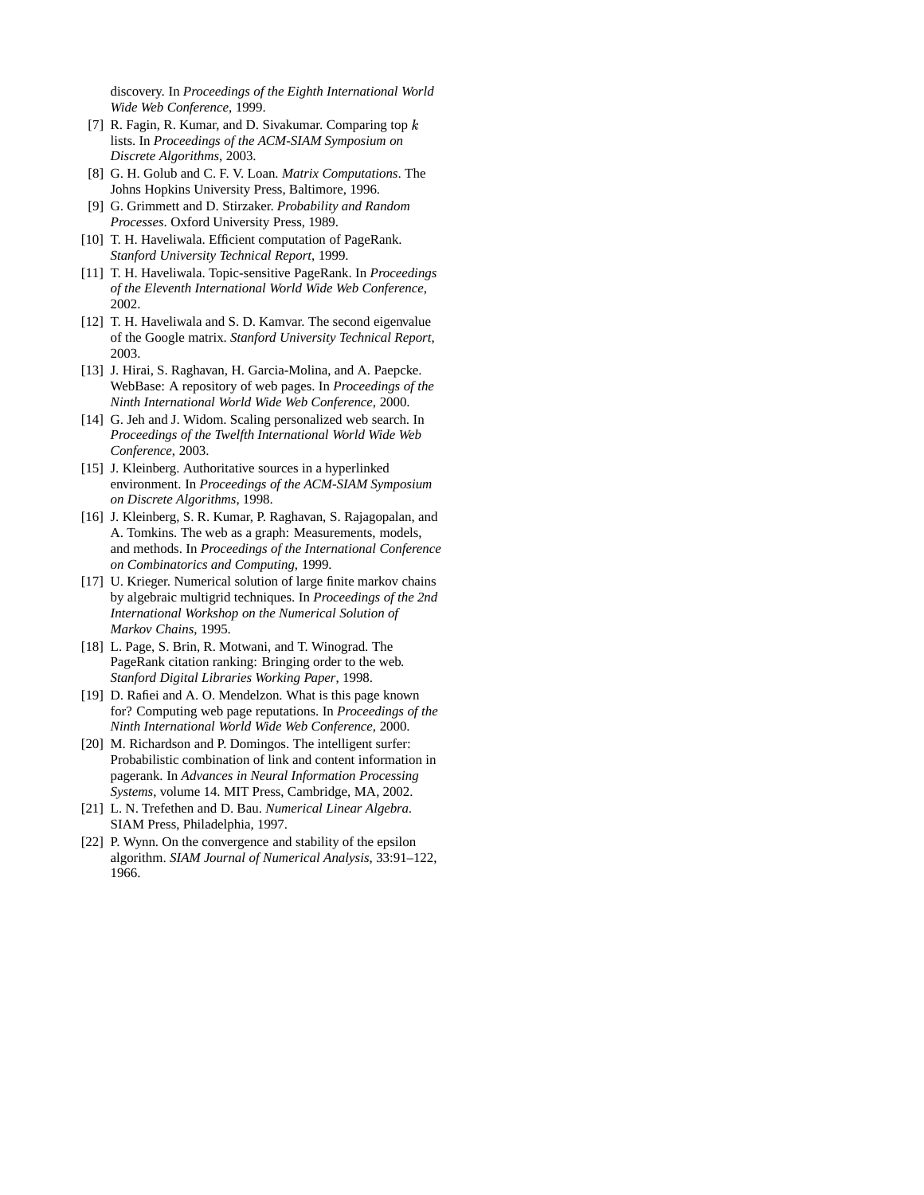discovery. In *Proceedings of the Eighth International World Wide Web Conference*, 1999.

[7] R. Fagin, R. Kumar, and D. Sivakumar. Comparing top $k$ lists. In *Proceedings of the ACM-SIAM Symposium on Discrete Algorithms*, 2003.

[8] G. H. Golub and C. F. V. Loan. *Matrix Computations*. The Johns Hopkins University Press, Baltimore, 1996.

[9] G. Grimmett and D. Stirzaker. *Probability and Random Processes*. Oxford University Press, 1989.

[10] T. H. Haveliwala. Efficient computation of PageRank. *Stanford University Technical Report*, 1999.

[11] T. H. Haveliwala. Topic-sensitive PageRank. In *Proceedings of the Eleventh International World Wide Web Conference*, 2002.

[12] T. H. Haveliwala and S. D. Kamvar. The second eigenvalue of the Google matrix. *Stanford University Technical Report*, 2003.

[13] J. Hirai, S. Raghavan, H. Garcia-Molina, and A. Paepcke. WebBase: A repository of web pages. In *Proceedings of the Ninth International World Wide Web Conference*, 2000.

[14] G. Jeh and J. Widom. Scaling personalized web search. In *Proceedings of the Twelfth International World Wide Web Conference*, 2003.

[15] J. Kleinberg. Authoritative sources in a hyperlinked environment. In *Proceedings of the ACM-SIAM Symposium on Discrete Algorithms*, 1998.

[16] J. Kleinberg, S. R. Kumar, P. Raghavan, S. Rajagopalan, and A. Tomkins. The web as a graph: Measurements, models, and methods. In *Proceedings of the International Conference on Combinatorics and Computing*, 1999.

[17] U. Krieger. Numerical solution of large finite markov chains by algebraic multigrid techniques. In *Proceedings of the 2nd International Workshop on the Numerical Solution of Markov Chains*, 1995.

[18] L. Page, S. Brin, R. Motwani, and T. Winograd. The PageRank citation ranking: Bringing order to the web. *Stanford Digital Libraries Working Paper*, 1998.

[19] D. Rafiei and A. O. Mendelzon. What is this page known for? Computing web page reputations. In *Proceedings of the Ninth International World Wide Web Conference*, 2000.

[20] M. Richardson and P. Domingos. The intelligent surfer: Probabilistic combination of link and content information in pagerank. In *Advances in Neural Information Processing Systems*, volume 14. MIT Press, Cambridge, MA, 2002.

[21] L. N. Trefethen and D. Bau. *Numerical Linear Algebra*. SIAM Press, Philadelphia, 1997.

[22] P. Wynn. On the convergence and stability of the epsilon algorithm. *SIAM Journal of Numerical Analysis*, 33:91–122, 1966.